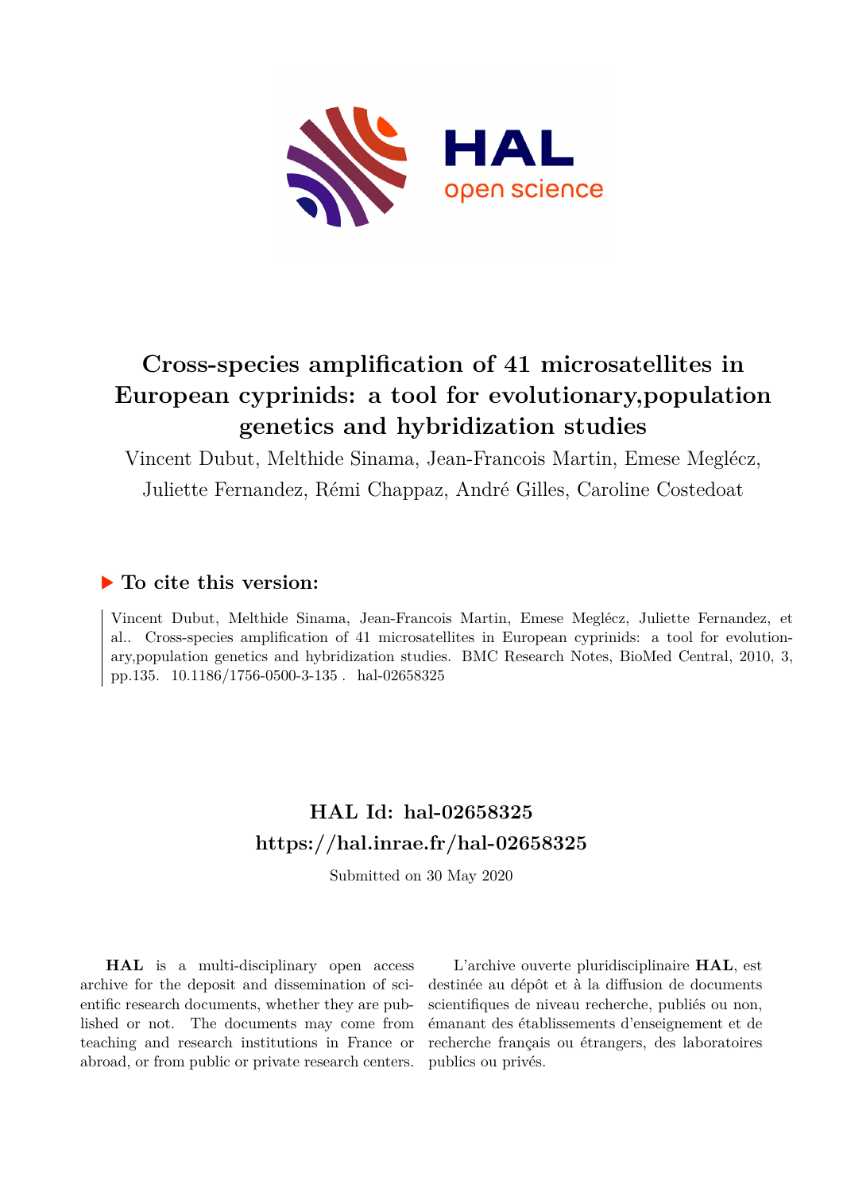# Cross-species amplification of 41 microsatellites in European cyprinids: a tool for evolutionary,population genetics and hybridization studies

Vincent Dubut, Melthide Sinama, Jean-Francois Martin, Emese Meglécz, Juliette Fernandez, Rémi Chappaz, André Gilles, Caroline Costedoat

## ▶ To cite this version:

Vincent Dubut, Melthide Sinama, Jean-Francois Martin, Emese Meglécz, Juliette Fernandez, et al.. Cross-species amplification of 41 microsatellites in European cyprinids: a tool for evolutionary,population genetics and hybridization studies. BMC Research Notes, BioMed Central, 2010, 3, pp.135. 10.1186/1756-0500-3-135 . hal-02658325

## HAL Id: hal-02658325
## https://hal.inrae.fr/hal-02658325

Submitted on 30 May 2020

**HAL** is a multi-disciplinary open access archive for the deposit and dissemination of scientific research documents, whether they are published or not. The documents may come from teaching and research institutions in France or abroad, or from public or private research centers.

L'archive ouverte pluridisciplinaire **HAL**, est destinée au dépôt et à la diffusion de documents scientifiques de niveau recherche, publiés ou non, émanant des établissements d'enseignement et de recherche français ou étrangers, des laboratoires publics ou privés.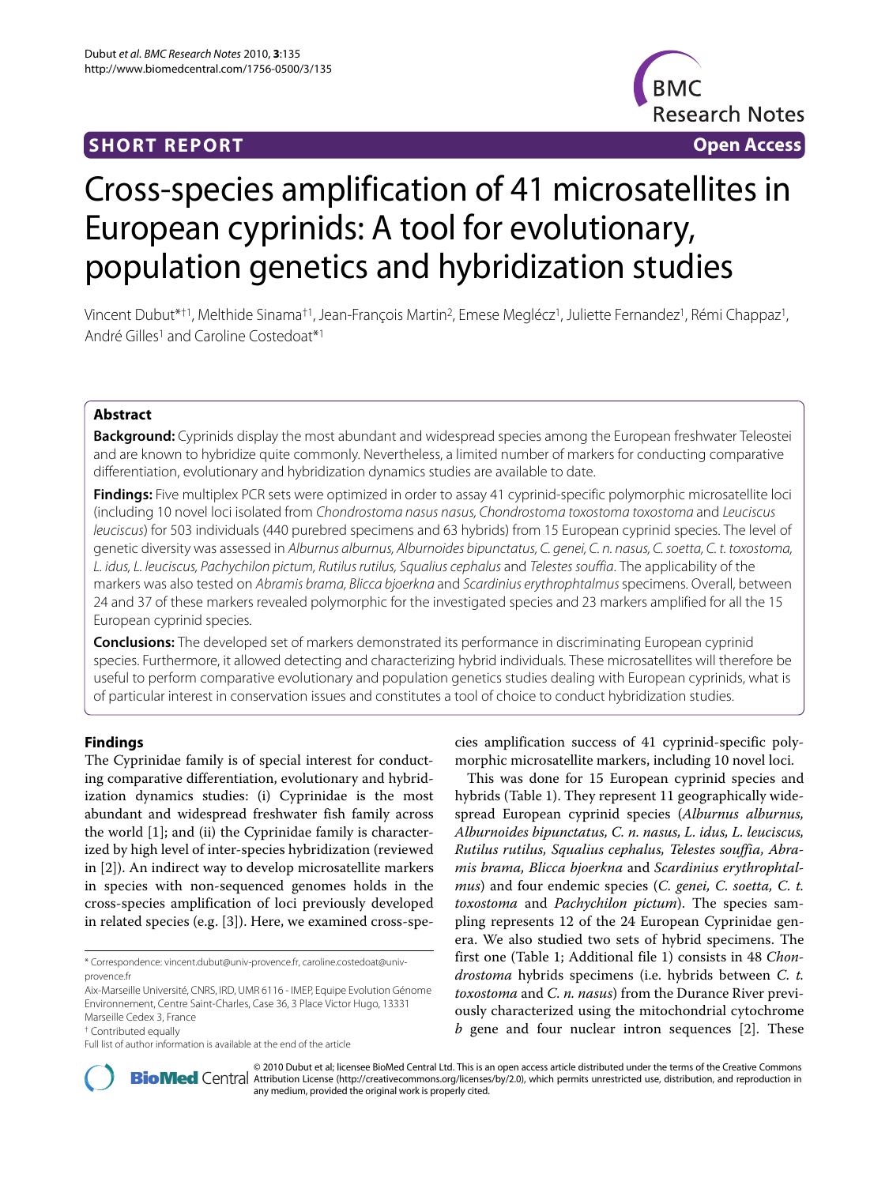# Cross-species amplification of 41 microsatellites in European cyprinids: A tool for evolutionary, population genetics and hybridization studies

Vincent Dubut*†1, Melthide Sinama†1, Jean-François Martin2, Emese Meglécz1, Juliette Fernandez1, Rémi Chappaz1, André Gilles1 and Caroline Costedoat*1

## Abstract

**Background:** Cyprinids display the most abundant and widespread species among the European freshwater Teleostei and are known to hybridize quite commonly. Nevertheless, a limited number of markers for conducting comparative differentiation, evolutionary and hybridization dynamics studies are available to date.

**Findings:** Five multiplex PCR sets were optimized in order to assay 41 cyprinid-specific polymorphic microsatellite loci (including 10 novel loci isolated from *Chondrostoma nasus nasus*, *Chondrostoma toxostoma toxostoma* and *Leuciscus leuciscus*) for 503 individuals (440 purebred specimens and 63 hybrids) from 15 European cyprinid species. The level of genetic diversity was assessed in *Alburnus alburnus, Alburnoides bipunctatus, C. genei, C. n. nasus, C. soetta, C. t. toxostoma, L. idus, L. leuciscus, Pachychilon pictum, Rutilus rutilus, Squalius cephalus* and *Telestes souffia*. The applicability of the markers was also tested on *Abramis brama, Blicca bjoerkna* and *Scardinius erythrophtalmus* specimens. Overall, between 24 and 37 of these markers revealed polymorphic for the investigated species and 23 markers amplified for all the 15 European cyprinid species.

**Conclusions:** The developed set of markers demonstrated its performance in discriminating European cyprinid species. Furthermore, it allowed detecting and characterizing hybrid individuals. These microsatellites will therefore be useful to perform comparative evolutionary and population genetics studies dealing with European cyprinids, what is of particular interest in conservation issues and constitutes a tool of choice to conduct hybridization studies.

## Findings

The Cyprinidae family is of special interest for conducting comparative differentiation, evolutionary and hybridization dynamics studies: (i) Cyprinidae is the most abundant and widespread freshwater fish family across the world [1]; and (ii) the Cyprinidae family is characterized by high level of inter-species hybridization (reviewed in [2]). An indirect way to develop microsatellite markers in species with non-sequenced genomes holds in the cross-species amplification of loci previously developed in related species (e.g. [3]). Here, we examined cross-species amplification success of 41 cyprinid-specific polymorphic microsatellite markers, including 10 novel loci.

This was done for 15 European cyprinid species and hybrids (Table 1). They represent 11 geographically widespread European cyprinid species (*Alburnus alburnus, Alburnoides bipunctatus, C. n. nasus, L. idus, L. leuciscus, Rutilus rutilus, Squalius cephalus, Telestes souffia, Abramis brama, Blicca bjoerkna* and *Scardinius erythrophtalmus*) and four endemic species (*C. genei, C. soetta, C. t. toxostoma* and *Pachychilon pictum*). The species sampling represents 12 of the 24 European Cyprinidae genera. We also studied two sets of hybrid specimens. The first one (Table 1; Additional file 1) consists in 48 *Chondrostoma* hybrids specimens (i.e. hybrids between *C. t. toxostoma* and *C. n. nasus*) from the Durance River previously characterized using the mitochondrial cytochrome *b* gene and four nuclear intron sequences [2]. These

\* Correspondence: vincent.dubut@univ-provence.fr, caroline.costedoat@univ-provence.fr

Aix-Marseille Université, CNRS, IRD, UMR 6116 - IMEP, Equipe Evolution Génome Environnement, Centre Saint-Charles, Case 36, 3 Place Victor Hugo, 13331 Marseille Cedex 3, France

† Contributed equally

Full list of author information is available at the end of the article

© 2010 Dubut et al; licensee BioMed Central Ltd. This is an open access article distributed under the terms of the Creative Commons Attribution License (http://creativecommons.org/licenses/by/2.0), which permits unrestricted use, distribution, and reproduction in any medium, provided the original work is properly cited.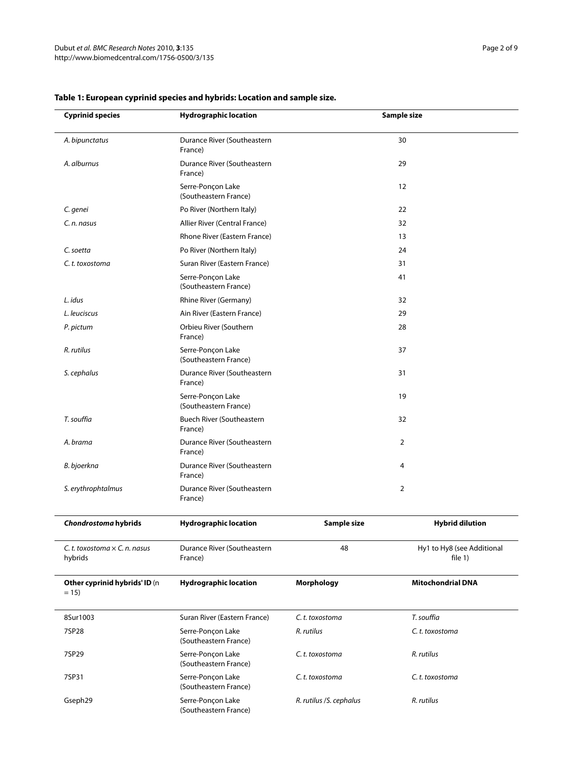**Table 1: European cyprinid species and hybrids: Location and sample size.**

| Cyprinid species | Hydrographic location | Sample size | |
|---|---|---|---|
| *A. bipunctatus* | Durance River (Southeastern France) | 30 | |
| *A. alburnus* | Durance River (Southeastern France) | 29 | |
| | Serre-Ponçon Lake (Southeastern France) | 12 | |
| *C. genei* | Po River (Northern Italy) | 22 | |
| *C. n. nasus* | Allier River (Central France) | 32 | |
| | Rhone River (Eastern France) | 13 | |
| *C. soetta* | Po River (Northern Italy) | 24 | |
| *C. t. toxostoma* | Suran River (Eastern France) | 31 | |
| | Serre-Ponçon Lake (Southeastern France) | 41 | |
| *L. idus* | Rhine River (Germany) | 32 | |
| *L. leuciscus* | Ain River (Eastern France) | 29 | |
| *P. pictum* | Orbieu River (Southern France) | 28 | |
| *R. rutilus* | Serre-Ponçon Lake (Southeastern France) | 37 | |
| *S. cephalus* | Durance River (Southeastern France) | 31 | |
| | Serre-Ponçon Lake (Southeastern France) | 19 | |
| *T. souffia* | Buech River (Southeastern France) | 32 | |
| *A. brama* | Durance River (Southeastern France) | 2 | |
| *B. bjoerkna* | Durance River (Southeastern France) | 4 | |
| *S. erythrophtalmus* | Durance River (Southeastern France) | 2 | |
| ***Chondrostoma* hybrids** | **Hydrographic location** | **Sample size** | **Hybrid dilution** |
| *C. t. toxostoma* × *C. n. nasus* hybrids | Durance River (Southeastern France) | 48 | Hy1 to Hy8 (see Additional file 1) |
| **Other cyprinid hybrids' ID** (n = 15) | **Hydrographic location** | **Morphology** | **Mitochondrial DNA** |
| 8Sur1003 | Suran River (Eastern France) | *C. t. toxostoma* | *T. souffia* |
| 7SP28 | Serre-Ponçon Lake (Southeastern France) | *R. rutilus* | *C. t. toxostoma* |
| 7SP29 | Serre-Ponçon Lake (Southeastern France) | *C. t. toxostoma* | *R. rutilus* |
| 7SP31 | Serre-Ponçon Lake (Southeastern France) | *C. t. toxostoma* | *C. t. toxostoma* |
| Gseph29 | Serre-Ponçon Lake (Southeastern France) | *R. rutilus* /*S. cephalus* | *R. rutilus* |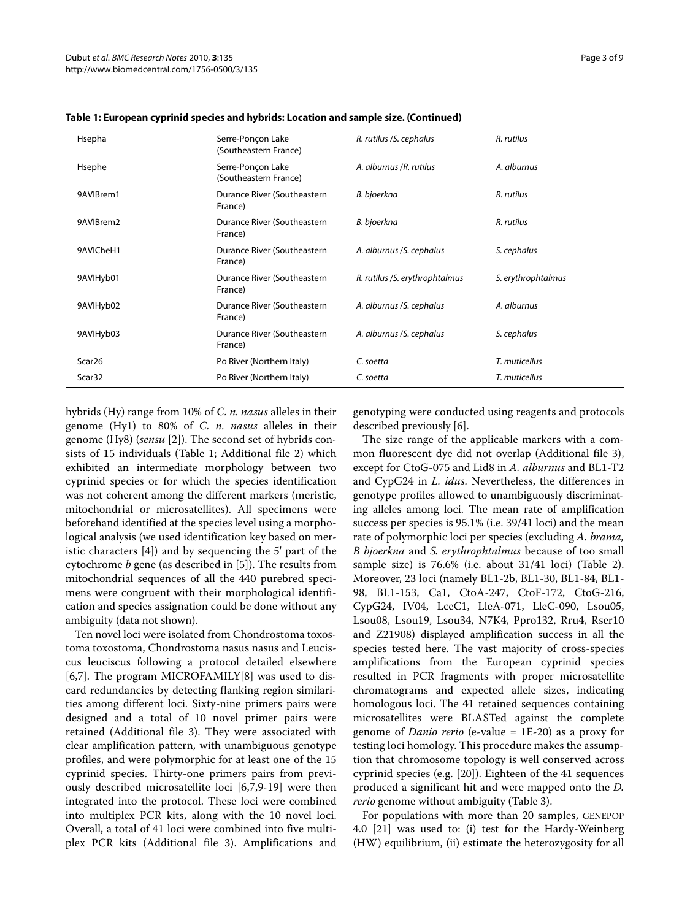**Table 1: European cyprinid species and hybrids: Location and sample size. (Continued)**

| | | | |
|---|---|---|---|
| Hsepha | Serre-Ponçon Lake (Southeastern France) | *R. rutilus /S. cephalus* | *R. rutilus* |
| Hsephe | Serre-Ponçon Lake (Southeastern France) | *A. alburnus /R. rutilus* | *A. alburnus* |
| 9AVIBrem1 | Durance River (Southeastern France) | *B. bjoerkna* | *R. rutilus* |
| 9AVIBrem2 | Durance River (Southeastern France) | *B. bjoerkna* | *R. rutilus* |
| 9AVICheH1 | Durance River (Southeastern France) | *A. alburnus /S. cephalus* | *S. cephalus* |
| 9AVIHyb01 | Durance River (Southeastern France) | *R. rutilus /S. erythrophtalmus* | *S. erythrophtalmus* |
| 9AVIHyb02 | Durance River (Southeastern France) | *A. alburnus /S. cephalus* | *A. alburnus* |
| 9AVIHyb03 | Durance River (Southeastern France) | *A. alburnus /S. cephalus* | *S. cephalus* |
| Scar26 | Po River (Northern Italy) | *C. soetta* | *T. muticellus* |
| Scar32 | Po River (Northern Italy) | *C. soetta* | *T. muticellus* |

hybrids (Hy) range from 10% of *C. n. nasus* alleles in their genome (Hy1) to 80% of *C. n. nasus* alleles in their genome (Hy8) (*sensu* [2]). The second set of hybrids consists of 15 individuals (Table 1; Additional file 2) which exhibited an intermediate morphology between two cyprinid species or for which the species identification was not coherent among the different markers (meristic, mitochondrial or microsatellites). All specimens were beforehand identified at the species level using a morphological analysis (we used identification key based on meristic characters [4]) and by sequencing the 5' part of the cytochrome *b* gene (as described in [5]). The results from mitochondrial sequences of all the 440 purebred specimens were congruent with their morphological identification and species assignation could be done without any ambiguity (data not shown).

Ten novel loci were isolated from Chondrostoma toxostoma toxostoma, Chondrostoma nasus nasus and Leuciscus leuciscus following a protocol detailed elsewhere [6,7]. The program MICROFAMILY[8] was used to discard redundancies by detecting flanking region similarities among different loci. Sixty-nine primers pairs were designed and a total of 10 novel primer pairs were retained (Additional file 3). They were associated with clear amplification pattern, with unambiguous genotype profiles, and were polymorphic for at least one of the 15 cyprinid species. Thirty-one primers pairs from previously described microsatellite loci [6,7,9-19] were then integrated into the protocol. These loci were combined into multiplex PCR kits, along with the 10 novel loci. Overall, a total of 41 loci were combined into five multiplex PCR kits (Additional file 3). Amplifications and genotyping were conducted using reagents and protocols described previously [6].

The size range of the applicable markers with a common fluorescent dye did not overlap (Additional file 3), except for CtoG-075 and Lid8 in *A. alburnus* and BL1-T2 and CypG24 in *L. idus*. Nevertheless, the differences in genotype profiles allowed to unambiguously discriminating alleles among loci. The mean rate of amplification success per species is 95.1% (i.e. 39/41 loci) and the mean rate of polymorphic loci per species (excluding *A. brama, B bjoerkna* and *S. erythrophtalmus* because of too small sample size) is 76.6% (i.e. about 31/41 loci) (Table 2). Moreover, 23 loci (namely BL1-2b, BL1-30, BL1-84, BL1-98, BL1-153, Ca1, CtoA-247, CtoF-172, CtoG-216, CypG24, IV04, LceC1, LleA-071, LleC-090, Lsou05, Lsou08, Lsou19, Lsou34, N7K4, Ppro132, Rru4, Rser10 and Z21908) displayed amplification success in all the species tested here. The vast majority of cross-species amplifications from the European cyprinid species resulted in PCR fragments with proper microsatellite chromatograms and expected allele sizes, indicating homologous loci. The 41 retained sequences containing microsatellites were BLASTed against the complete genome of *Danio rerio* (e-value = 1E-20) as a proxy for testing loci homology. This procedure makes the assumption that chromosome topology is well conserved across cyprinid species (e.g. [20]). Eighteen of the 41 sequences produced a significant hit and were mapped onto the *D. rerio* genome without ambiguity (Table 3).

For populations with more than 20 samples, GENEPOP 4.0 [21] was used to: (i) test for the Hardy-Weinberg (HW) equilibrium, (ii) estimate the heterozygosity for all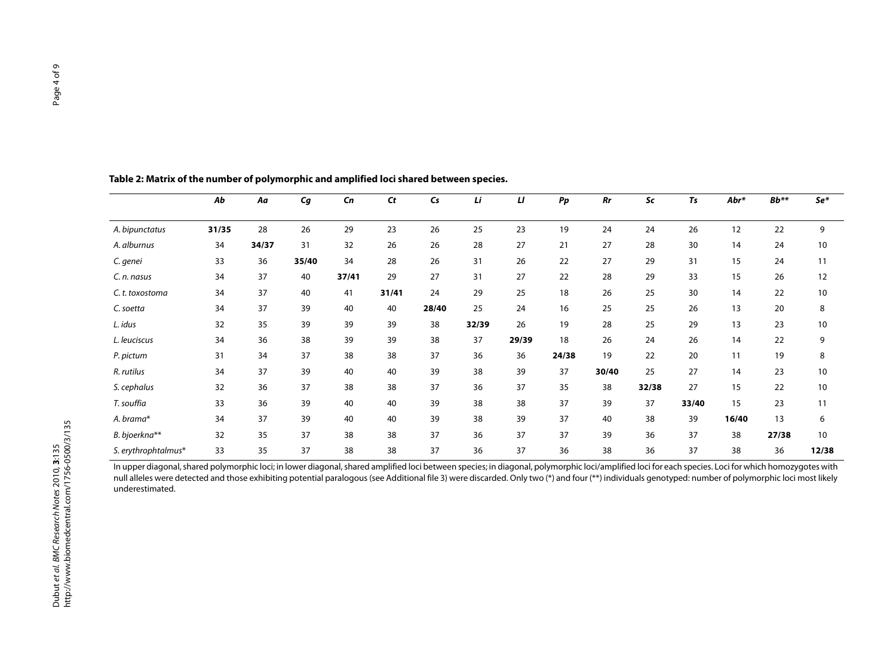**Table 2: Matrix of the number of polymorphic and amplified loci shared between species.**

| | *Ab* | *Aa* | *Cg* | *Cn* | *Ct* | *Cs* | *Li* | *Ll* | *Pp* | *Rr* | *Sc* | *Ts* | *Abr\** | *Bb\*\** | *Se\** |
|---|---|---|---|---|---|---|---|---|---|---|---|---|---|---|---|
| *A. bipunctatus* | **31/35** | 28 | 26 | 29 | 23 | 26 | 25 | 23 | 19 | 24 | 24 | 26 | 12 | 22 | 9 |
| *A. alburnus* | 34 | **34/37** | 31 | 32 | 26 | 26 | 28 | 27 | 21 | 27 | 28 | 30 | 14 | 24 | 10 |
| *C. genei* | 33 | 36 | **35/40** | 34 | 28 | 26 | 31 | 26 | 22 | 27 | 29 | 31 | 15 | 24 | 11 |
| *C. n. nasus* | 34 | 37 | 40 | **37/41** | 29 | 27 | 31 | 27 | 22 | 28 | 29 | 33 | 15 | 26 | 12 |
| *C. t. toxostoma* | 34 | 37 | 40 | 41 | **31/41** | 24 | 29 | 25 | 18 | 26 | 25 | 30 | 14 | 22 | 10 |
| *C. soetta* | 34 | 37 | 39 | 40 | 40 | **28/40** | 25 | 24 | 16 | 25 | 25 | 26 | 13 | 20 | 8 |
| *L. idus* | 32 | 35 | 39 | 39 | 39 | 38 | **32/39** | 26 | 19 | 28 | 25 | 29 | 13 | 23 | 10 |
| *L. leuciscus* | 34 | 36 | 38 | 39 | 39 | 38 | 37 | **29/39** | 18 | 26 | 24 | 26 | 14 | 22 | 9 |
| *P. pictum* | 31 | 34 | 37 | 38 | 38 | 37 | 36 | 36 | **24/38** | 19 | 22 | 20 | 11 | 19 | 8 |
| *R. rutilus* | 34 | 37 | 39 | 40 | 40 | 39 | 38 | 39 | 37 | **30/40** | 25 | 27 | 14 | 23 | 10 |
| *S. cephalus* | 32 | 36 | 37 | 38 | 38 | 37 | 36 | 37 | 35 | 38 | **32/38** | 27 | 15 | 22 | 10 |
| *T. souffia* | 33 | 36 | 39 | 40 | 40 | 39 | 38 | 38 | 37 | 39 | 37 | **33/40** | 15 | 23 | 11 |
| *A. brama\** | 34 | 37 | 39 | 40 | 40 | 39 | 38 | 39 | 37 | 40 | 38 | 39 | **16/40** | 13 | 6 |
| *B. bjoerkna\*\** | 32 | 35 | 37 | 38 | 38 | 37 | 36 | 37 | 37 | 39 | 36 | 37 | 38 | **27/38** | 10 |
| *S. erythrophtalmus\** | 33 | 35 | 37 | 38 | 38 | 37 | 36 | 37 | 36 | 38 | 36 | 37 | 38 | 36 | **12/38** |

In upper diagonal, shared polymorphic loci; in lower diagonal, shared amplified loci between species; in diagonal, polymorphic loci/amplified loci for each species. Loci for which homozygotes with null alleles were detected and those exhibiting potential paralogous (see Additional file 3) were discarded. Only two (*) and four (**) individuals genotyped: number of polymorphic loci most likely underestimated.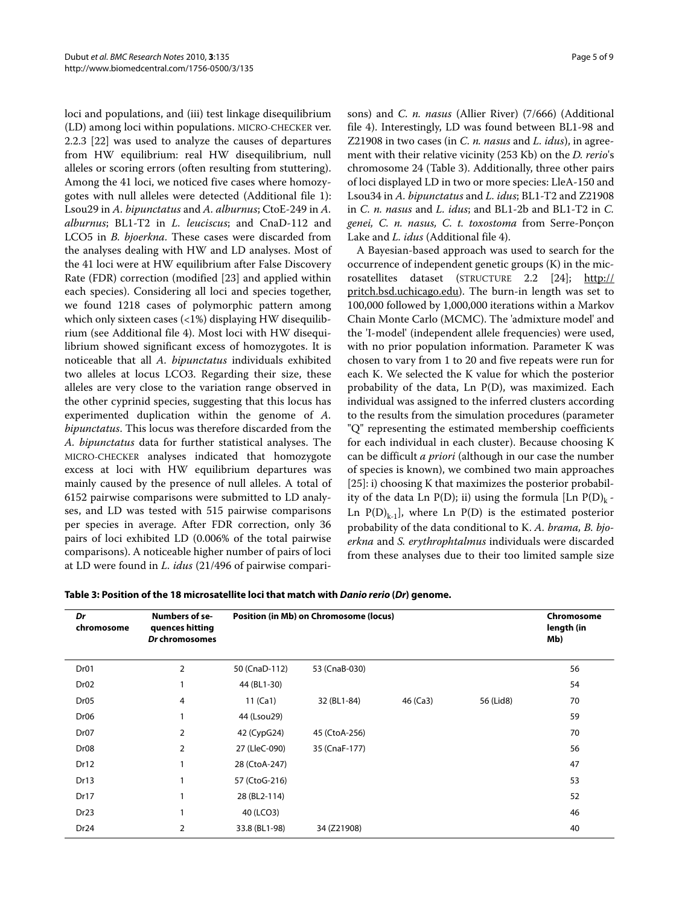loci and populations, and (iii) test linkage disequilibrium (LD) among loci within populations. MICRO-CHECKER ver. 2.2.3 [22] was used to analyze the causes of departures from HW equilibrium: real HW disequilibrium, null alleles or scoring errors (often resulting from stuttering). Among the 41 loci, we noticed five cases where homozygotes with null alleles were detected (Additional file 1): Lsou29 in *A. bipunctatus* and *A. alburnus*; CtoE-249 in *A. alburnus*; BL1-T2 in *L. leuciscus*; and CnaD-112 and LCO5 in *B. bjoerkna*. These cases were discarded from the analyses dealing with HW and LD analyses. Most of the 41 loci were at HW equilibrium after False Discovery Rate (FDR) correction (modified [23] and applied within each species). Considering all loci and species together, we found 1218 cases of polymorphic pattern among which only sixteen cases (<1%) displaying HW disequilibrium (see Additional file 4). Most loci with HW disequilibrium showed significant excess of homozygotes. It is noticeable that all *A. bipunctatus* individuals exhibited two alleles at locus LCO3. Regarding their size, these alleles are very close to the variation range observed in the other cyprinid species, suggesting that this locus has experimented duplication within the genome of *A. bipunctatus*. This locus was therefore discarded from the *A. bipunctatus* data for further statistical analyses. The MICRO-CHECKER analyses indicated that homozygote excess at loci with HW equilibrium departures was mainly caused by the presence of null alleles. A total of 6152 pairwise comparisons were submitted to LD analyses, and LD was tested with 515 pairwise comparisons per species in average. After FDR correction, only 36 pairs of loci exhibited LD (0.006% of the total pairwise comparisons). A noticeable higher number of pairs of loci at LD were found in *L. idus* (21/496 of pairwise comparisons) and *C. n. nasus* (Allier River) (7/666) (Additional file 4). Interestingly, LD was found between BL1-98 and Z21908 in two cases (in *C. n. nasus* and *L. idus*), in agreement with their relative vicinity (253 Kb) on the *D. rerio*'s chromosome 24 (Table 3). Additionally, three other pairs of loci displayed LD in two or more species: LleA-150 and Lsou34 in *A. bipunctatus* and *L. idus*; BL1-T2 and Z21908 in *C. n. nasus* and *L. idus*; and BL1-2b and BL1-T2 in *C. genei, C. n. nasus, C. t. toxostoma* from Serre-Ponçon Lake and *L. idus* (Additional file 4).

A Bayesian-based approach was used to search for the occurrence of independent genetic groups (K) in the microsatellites dataset (STRUCTURE 2.2 [24]; http://pritch.bsd.uchicago.edu). The burn-in length was set to 100,000 followed by 1,000,000 iterations within a Markov Chain Monte Carlo (MCMC). The 'admixture model' and the 'I-model' (independent allele frequencies) were used, with no prior population information. Parameter K was chosen to vary from 1 to 20 and five repeats were run for each K. We selected the K value for which the posterior probability of the data, Ln P(D), was maximized. Each individual was assigned to the inferred clusters according to the results from the simulation procedures (parameter "Q" representing the estimated membership coefficients for each individual in each cluster). Because choosing K can be difficult *a priori* (although in our case the number of species is known), we combined two main approaches [25]: i) choosing K that maximizes the posterior probability of the data Ln P(D); ii) using the formula [Ln $P(D)_k$ - Ln $P(D)_{k-1}$], where Ln P(D) is the estimated posterior probability of the data conditional to K. *A. brama, B. bjoerkna* and *S. erythrophtalmus* individuals were discarded from these analyses due to their too limited sample size

**Table 3: Position of the 18 microsatellite loci that match with *Danio rerio* (*Dr*) genome.**

| *Dr* chromosome | Numbers of sequences hitting *Dr* chromosomes | Position (in Mb) on Chromosome (locus) | | | | Chromosome length (in Mb) |
|---|---|---|---|---|---|---|
| Dr01 | 2 | 50 (CnaD-112) | 53 (CnaB-030) | | | 56 |
| Dr02 | 1 | 44 (BL1-30) | | | | 54 |
| Dr05 | 4 | 11 (Ca1) | 32 (BL1-84) | 46 (Ca3) | 56 (Lid8) | 70 |
| Dr06 | 1 | 44 (Lsou29) | | | | 59 |
| Dr07 | 2 | 42 (CypG24) | 45 (CtoA-256) | | | 70 |
| Dr08 | 2 | 27 (LleC-090) | 35 (CnaF-177) | | | 56 |
| Dr12 | 1 | 28 (CtoA-247) | | | | 47 |
| Dr13 | 1 | 57 (CtoG-216) | | | | 53 |
| Dr17 | 1 | 28 (BL2-114) | | | | 52 |
| Dr23 | 1 | 40 (LCO3) | | | | 46 |
| Dr24 | 2 | 33.8 (BL1-98) | 34 (Z21908) | | | 40 |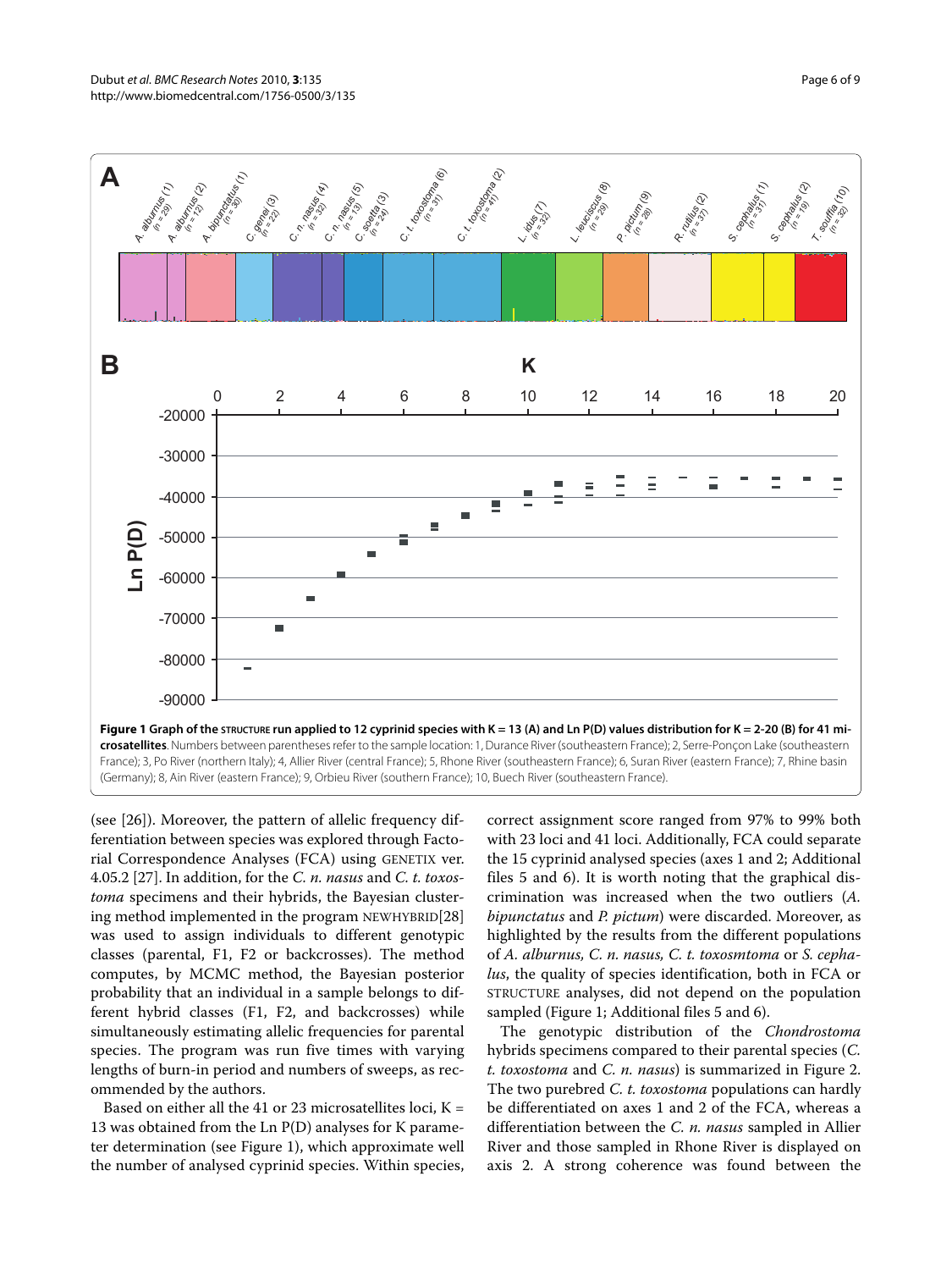**Figure 1 Graph of the STRUCTURE run applied to 12 cyprinid species with K = 13 (A) and Ln P(D) values distribution for K = 2-20 (B) for 41 microsatellites**. Numbers between parentheses refer to the sample location: 1, Durance River (southeastern France); 2, Serre-Ponçon Lake (southeastern France); 3, Po River (northern Italy); 4, Allier River (central France); 5, Rhone River (southeastern France); 6, Suran River (eastern France); 7, Rhine basin (Germany); 8, Ain River (eastern France); 9, Orbieu River (southern France); 10, Buech River (southeastern France).

(see [26]). Moreover, the pattern of allelic frequency differentiation between species was explored through Factorial Correspondence Analyses (FCA) using GENETIX ver. 4.05.2 [27]. In addition, for the *C. n. nasus* and *C. t. toxostoma* specimens and their hybrids, the Bayesian clustering method implemented in the program NEWHYBRID[28] was used to assign individuals to different genotypic classes (parental, F1, F2 or backcrosses). The method computes, by MCMC method, the Bayesian posterior probability that an individual in a sample belongs to different hybrid classes (F1, F2, and backcrosses) while simultaneously estimating allelic frequencies for parental species. The program was run five times with varying lengths of burn-in period and numbers of sweeps, as recommended by the authors.

Based on either all the 41 or 23 microsatellites loci, K = 13 was obtained from the Ln P(D) analyses for K parameter determination (see Figure 1), which approximate well the number of analysed cyprinid species. Within species, correct assignment score ranged from 97% to 99% both with 23 loci and 41 loci. Additionally, FCA could separate the 15 cyprinid analysed species (axes 1 and 2; Additional files 5 and 6). It is worth noting that the graphical discrimination was increased when the two outliers (*A. bipunctatus* and *P. pictum*) were discarded. Moreover, as highlighted by the results from the different populations of *A. alburnus, C. n. nasus, C. t. toxosmtoma* or *S. cephalus*, the quality of species identification, both in FCA or STRUCTURE analyses, did not depend on the population sampled (Figure 1; Additional files 5 and 6).

The genotypic distribution of the *Chondrostoma* hybrids specimens compared to their parental species (*C. t. toxostoma* and *C. n. nasus*) is summarized in Figure 2. The two purebred *C. t. toxostoma* populations can hardly be differentiated on axes 1 and 2 of the FCA, whereas a differentiation between the *C. n. nasus* sampled in Allier River and those sampled in Rhone River is displayed on axis 2. A strong coherence was found between the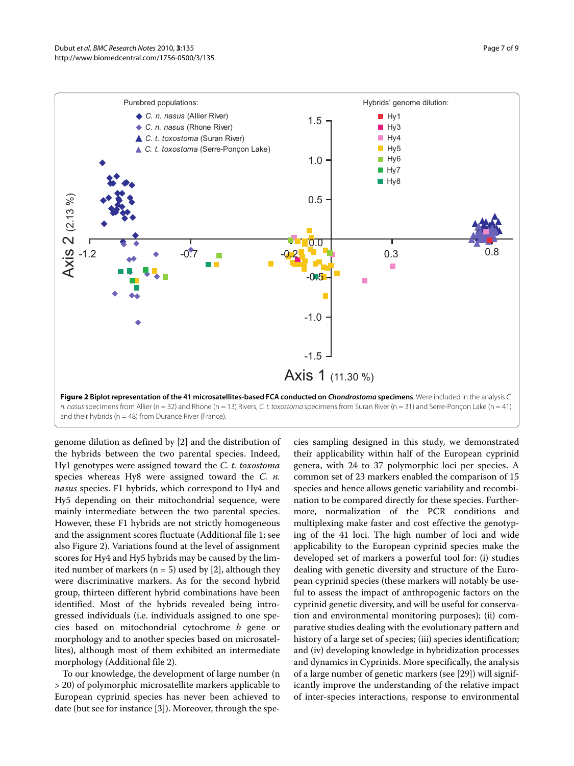**Figure 2 Biplot representation of the 41 microsatellites-based FCA conducted on *Chondrostoma* specimens**. Were included in the analysis *C. n. nasus* specimens from Allier (n = 32) and Rhone (n = 13) Rivers, *C. t. toxostoma* specimens from Suran River (n = 31) and Serre-Ponçon Lake (n = 41) and their hybrids (n = 48) from Durance River (France).

genome dilution as defined by [2] and the distribution of the hybrids between the two parental species. Indeed, Hy1 genotypes were assigned toward the *C. t. toxostoma* species whereas Hy8 were assigned toward the *C. n. nasus* species. F1 hybrids, which correspond to Hy4 and Hy5 depending on their mitochondrial sequence, were mainly intermediate between the two parental species. However, these F1 hybrids are not strictly homogeneous and the assignment scores fluctuate (Additional file 1; see also Figure 2). Variations found at the level of assignment scores for Hy4 and Hy5 hybrids may be caused by the limited number of markers (n = 5) used by [2], although they were discriminative markers. As for the second hybrid group, thirteen different hybrid combinations have been identified. Most of the hybrids revealed being introgressed individuals (i.e. individuals assigned to one species based on mitochondrial cytochrome *b* gene or morphology and to another species based on microsatellites), although most of them exhibited an intermediate morphology (Additional file 2).

To our knowledge, the development of large number (n > 20) of polymorphic microsatellite markers applicable to European cyprinid species has never been achieved to date (but see for instance [3]). Moreover, through the species sampling designed in this study, we demonstrated their applicability within half of the European cyprinid genera, with 24 to 37 polymorphic loci per species. A common set of 23 markers enabled the comparison of 15 species and hence allows genetic variability and recombination to be compared directly for these species. Furthermore, normalization of the PCR conditions and multiplexing make faster and cost effective the genotyping of the 41 loci. The high number of loci and wide applicability to the European cyprinid species make the developed set of markers a powerful tool for: (i) studies dealing with genetic diversity and structure of the European cyprinid species (these markers will notably be useful to assess the impact of anthropogenic factors on the cyprinid genetic diversity, and will be useful for conservation and environmental monitoring purposes); (ii) comparative studies dealing with the evolutionary pattern and history of a large set of species; (iii) species identification; and (iv) developing knowledge in hybridization processes and dynamics in Cyprinids. More specifically, the analysis of a large number of genetic markers (see [29]) will significantly improve the understanding of the relative impact of inter-species interactions, response to environmental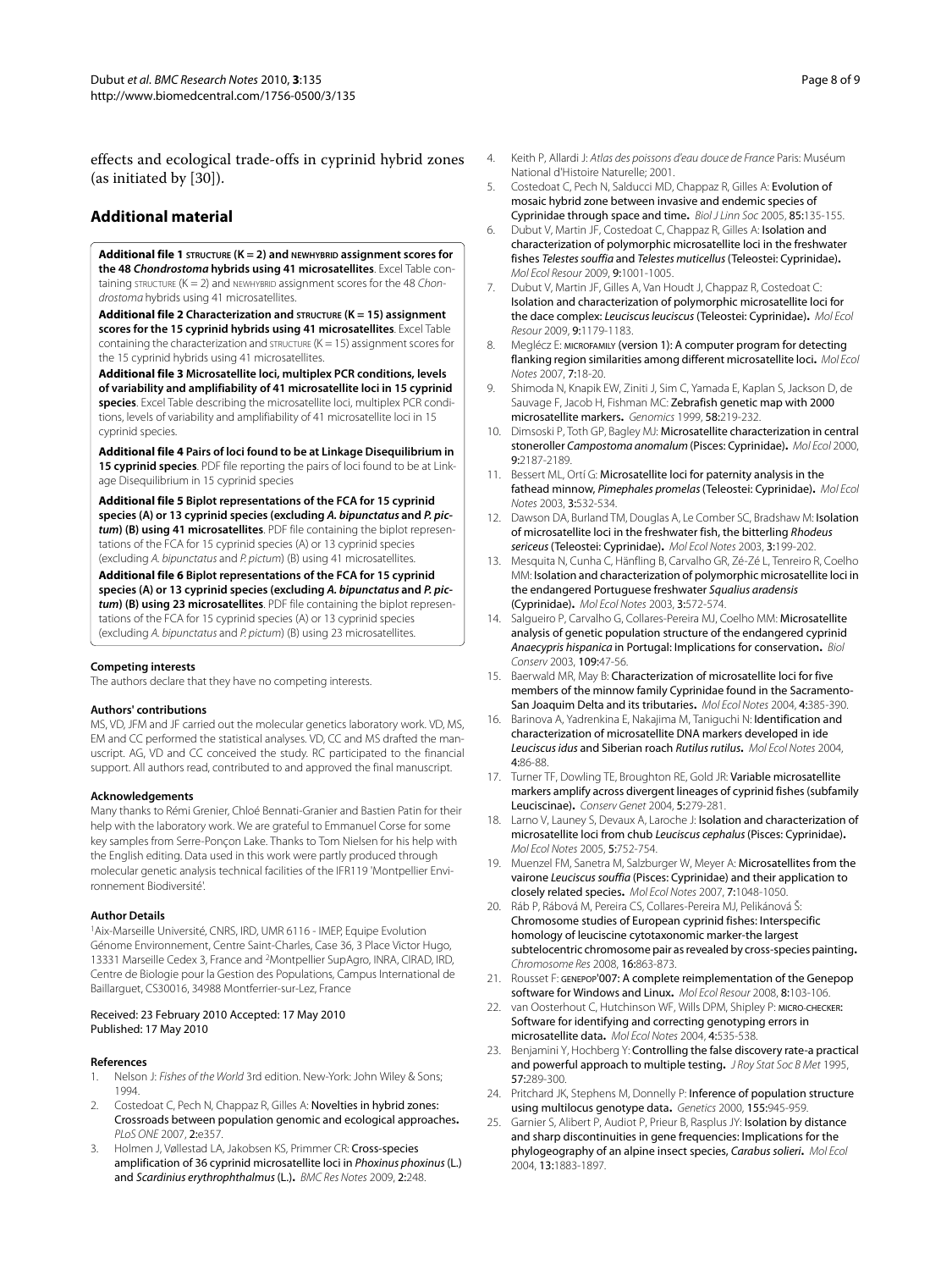effects and ecological trade-offs in cyprinid hybrid zones (as initiated by [30]).

## Additional material

**Additional file 1 STRUCTURE (K = 2) and NEWHYBRID assignment scores for the 48 *Chondrostoma* hybrids using 41 microsatellites**. Excel Table containing STRUCTURE (K = 2) and NEWHYBRID assignment scores for the 48 *Chondrostoma* hybrids using 41 microsatellites.

**Additional file 2 Characterization and STRUCTURE (K = 15) assignment scores for the 15 cyprinid hybrids using 41 microsatellites**. Excel Table containing the characterization and STRUCTURE (K = 15) assignment scores for the 15 cyprinid hybrids using 41 microsatellites.

**Additional file 3 Microsatellite loci, multiplex PCR conditions, levels of variability and amplifiability of 41 microsatellite loci in 15 cyprinid species**. Excel Table describing the microsatellite loci, multiplex PCR conditions, levels of variability and amplifiability of 41 microsatellite loci in 15 cyprinid species.

**Additional file 4 Pairs of loci found to be at Linkage Disequilibrium in 15 cyprinid species**. PDF file reporting the pairs of loci found to be at Linkage Disequilibrium in 15 cyprinid species

**Additional file 5 Biplot representations of the FCA for 15 cyprinid species (A) or 13 cyprinid species (excluding *A. bipunctatus* and *P. pictum*) (B) using 41 microsatellites**. PDF file containing the biplot representations of the FCA for 15 cyprinid species (A) or 13 cyprinid species (excluding *A. bipunctatus* and *P. pictum*) (B) using 41 microsatellites.

**Additional file 6 Biplot representations of the FCA for 15 cyprinid species (A) or 13 cyprinid species (excluding *A. bipunctatus* and *P. pictum*) (B) using 23 microsatellites**. PDF file containing the biplot representations of the FCA for 15 cyprinid species (A) or 13 cyprinid species (excluding *A. bipunctatus* and *P. pictum*) (B) using 23 microsatellites.

#### Competing interests

The authors declare that they have no competing interests.

#### Authors' contributions

MS, VD, JFM and JF carried out the molecular genetics laboratory work. VD, MS, EM and CC performed the statistical analyses. VD, CC and MS drafted the manuscript. AG, VD and CC conceived the study. RC participated to the financial support. All authors read, contributed to and approved the final manuscript.

#### Acknowledgements

Many thanks to Rémi Grenier, Chloé Bennati-Granier and Bastien Patin for their help with the laboratory work. We are grateful to Emmanuel Corse for some key samples from Serre-Ponçon Lake. Thanks to Tom Nielsen for his help with the English editing. Data used in this work were partly produced through molecular genetic analysis technical facilities of the IFR119 'Montpellier Environnement Biodiversité'.

#### Author Details

[1]Aix-Marseille Université, CNRS, IRD, UMR 6116 - IMEP, Equipe Evolution Génome Environnement, Centre Saint-Charles, Case 36, 3 Place Victor Hugo, 13331 Marseille Cedex 3, France and [2]Montpellier SupAgro, INRA, CIRAD, IRD, Centre de Biologie pour la Gestion des Populations, Campus International de Baillarguet, CS30016, 34988 Montferrier-sur-Lez, France

Received: 23 February 2010 Accepted: 17 May 2010
Published: 17 May 2010

#### References

1. Nelson J: *Fishes of the World* 3rd edition. New-York: John Wiley & Sons; 1994.
2. Costedoat C, Pech N, Chappaz R, Gilles A: **Novelties in hybrid zones: Crossroads between population genomic and ecological approaches.** *PLoS ONE* 2007, **2:**e357.
3. Holmen J, Vøllestad LA, Jakobsen KS, Primmer CR: **Cross-species amplification of 36 cyprinid microsatellite loci in *Phoxinus phoxinus* (L.) and *Scardinius erythrophthalmus* (L.).** *BMC Res Notes* 2009, **2:**248.
4. Keith P, Allardi J: *Atlas des poissons d'eau douce de France* Paris: Muséum National d'Histoire Naturelle; 2001.
5. Costedoat C, Pech N, Salducci MD, Chappaz R, Gilles A: **Evolution of mosaic hybrid zone between invasive and endemic species of Cyprinidae through space and time.** *Biol J Linn Soc* 2005, **85:**135-155.
6. Dubut V, Martin JF, Costedoat C, Chappaz R, Gilles A: **Isolation and characterization of polymorphic microsatellite loci in the freshwater fishes *Telestes souffia* and *Telestes muticellus* (Teleostei: Cyprinidae).** *Mol Ecol Resour* 2009, **9:**1001-1005.
7. Dubut V, Martin JF, Gilles A, Van Houdt J, Chappaz R, Costedoat C: **Isolation and characterization of polymorphic microsatellite loci for the dace complex: *Leuciscus leuciscus* (Teleostei: Cyprinidae).** *Mol Ecol Resour* 2009, **9:**1179-1183.
8. Meglécz E: **MICROFAMILY (version 1): A computer program for detecting flanking region similarities among different microsatellite loci.** *Mol Ecol Notes* 2007, **7:**18-20.
9. Shimoda N, Knapik EW, Ziniti J, Sim C, Yamada E, Kaplan S, Jackson D, de Sauvage F, Jacob H, Fishman MC: **Zebrafish genetic map with 2000 microsatellite markers.** *Genomics* 1999, **58:**219-232.
10. Dimsoski P, Toth GP, Bagley MJ: **Microsatellite characterization in central stoneroller *Campostoma anomalum* (Pisces: Cyprinidae).** *Mol Ecol* 2000, **9:**2187-2189.
11. Bessert ML, Ortí G: **Microsatellite loci for paternity analysis in the fathead minnow, *Pimephales promelas* (Teleostei: Cyprinidae).** *Mol Ecol Notes* 2003, **3:**532-534.
12. Dawson DA, Burland TM, Douglas A, Le Comber SC, Bradshaw M: **Isolation of microsatellite loci in the freshwater fish, the bitterling *Rhodeus sericeus* (Teleostei: Cyprinidae).** *Mol Ecol Notes* 2003, **3:**199-202.
13. Mesquita N, Cunha C, Hänfling B, Carvalho GR, Zé-Zé L, Tenreiro R, Coelho MM: **Isolation and characterization of polymorphic microsatellite loci in the endangered Portuguese freshwater *Squalius aradensis* (Cyprinidae).** *Mol Ecol Notes* 2003, **3:**572-574.
14. Salgueiro P, Carvalho G, Collares-Pereira MJ, Coelho MM: **Microsatellite analysis of genetic population structure of the endangered cyprinid *Anaecypris hispanica* in Portugal: Implications for conservation.** *Biol Conserv* 2003, **109:**47-56.
15. Baerwald MR, May B: **Characterization of microsatellite loci for five members of the minnow family Cyprinidae found in the Sacramento-San Joaquim Delta and its tributaries.** *Mol Ecol Notes* 2004, **4:**385-390.
16. Barinova A, Yadrenkina E, Nakajima M, Taniguchi N: **Identification and characterization of microsatellite DNA markers developed in ide *Leuciscus idus* and Siberian roach *Rutilus rutilus*.** *Mol Ecol Notes* 2004, **4:**86-88.
17. Turner TF, Dowling TE, Broughton RE, Gold JR: **Variable microsatellite markers amplify across divergent lineages of cyprinid fishes (subfamily Leuciscinae).** *Conserv Genet* 2004, **5:**279-281.
18. Larno V, Launey S, Devaux A, Laroche J: **Isolation and characterization of microsatellite loci from chub *Leuciscus cephalus* (Pisces: Cyprinidae).** *Mol Ecol Notes* 2005, **5:**752-754.
19. Muenzel FM, Sanetra M, Salzburger W, Meyer A: **Microsatellites from the vairone *Leuciscus souffia* (Pisces: Cyprinidae) and their application to closely related species.** *Mol Ecol Notes* 2007, **7:**1048-1050.
20. Ráb P, Rábová M, Pereira CS, Collares-Pereira MJ, Pelikánová Š: **Chromosome studies of European cyprinid fishes: Interspecific homology of leuciscine cytotaxonomic marker-the largest subtelocentric chromosome pair as revealed by cross-species painting.** *Chromosome Res* 2008, **16:**863-873.
21. Rousset F: **GENEPOP'007: A complete reimplementation of the Genepop software for Windows and Linux.** *Mol Ecol Resour* 2008, **8:**103-106.
22. van Oosterhout C, Hutchinson WF, Wills DPM, Shipley P: **MICRO-CHECKER: Software for identifying and correcting genotyping errors in microsatellite data.** *Mol Ecol Notes* 2004, **4:**535-538.
23. Benjamini Y, Hochberg Y: **Controlling the false discovery rate-a practical and powerful approach to multiple testing.** *J Roy Stat Soc B Met* 1995, **57:**289-300.
24. Pritchard JK, Stephens M, Donnelly P: **Inference of population structure using multilocus genotype data.** *Genetics* 2000, **155:**945-959.
25. Garnier S, Alibert P, Audiot P, Prieur B, Rasplus JY: **Isolation by distance and sharp discontinuities in gene frequencies: Implications for the phylogeography of an alpine insect species, *Carabus solieri*.** *Mol Ecol* 2004, **13:**1883-1897.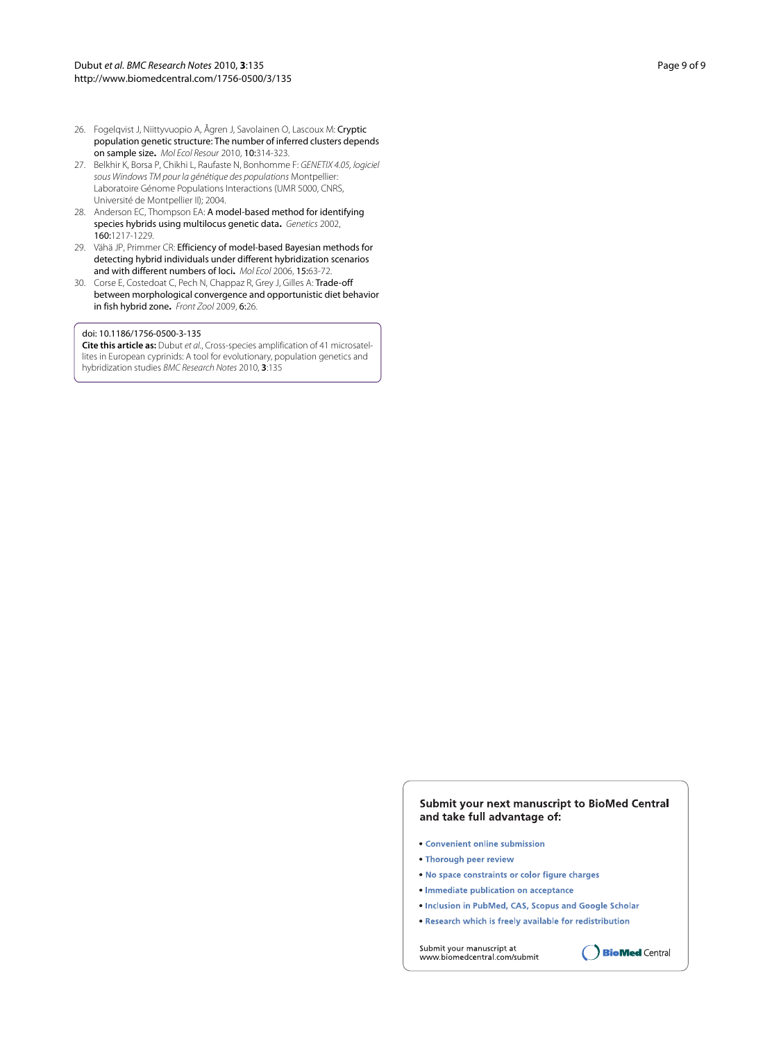26. Fogelqvist J, Niittyvuopio A, Ågren J, Savolainen O, Lascoux M: **Cryptic population genetic structure: The number of inferred clusters depends on sample size.** *Mol Ecol Resour* 2010, **10**:314-323.
27. Belkhir K, Borsa P, Chikhi L, Raufaste N, Bonhomme F: *GENETIX 4.05, logiciel sous Windows TM pour la génétique des populations* Montpellier: Laboratoire Génome Populations Interactions (UMR 5000, CNRS, Université de Montpellier II); 2004.
28. Anderson EC, Thompson EA: **A model-based method for identifying species hybrids using multilocus genetic data.** *Genetics* 2002, **160**:1217-1229.
29. Vähä JP, Primmer CR: **Efficiency of model-based Bayesian methods for detecting hybrid individuals under different hybridization scenarios and with different numbers of loci.** *Mol Ecol* 2006, **15**:63-72.
30. Corse E, Costedoat C, Pech N, Chappaz R, Grey J, Gilles A: **Trade-off between morphological convergence and opportunistic diet behavior in fish hybrid zone.** *Front Zool* 2009, **6**:26.

doi: 10.1186/1756-0500-3-135
**Cite this article as:** Dubut *et al.*, Cross-species amplification of 41 microsatellites in European cyprinids: A tool for evolutionary, population genetics and hybridization studies *BMC Research Notes* 2010, **3**:135

**Submit your next manuscript to BioMed Central and take full advantage of:**

- Convenient online submission
- Thorough peer review
- No space constraints or color figure charges
- Immediate publication on acceptance
- Inclusion in PubMed, CAS, Scopus and Google Scholar
- Research which is freely available for redistribution

Submit your manuscript at
www.biomedcentral.com/submit

BioMed Central